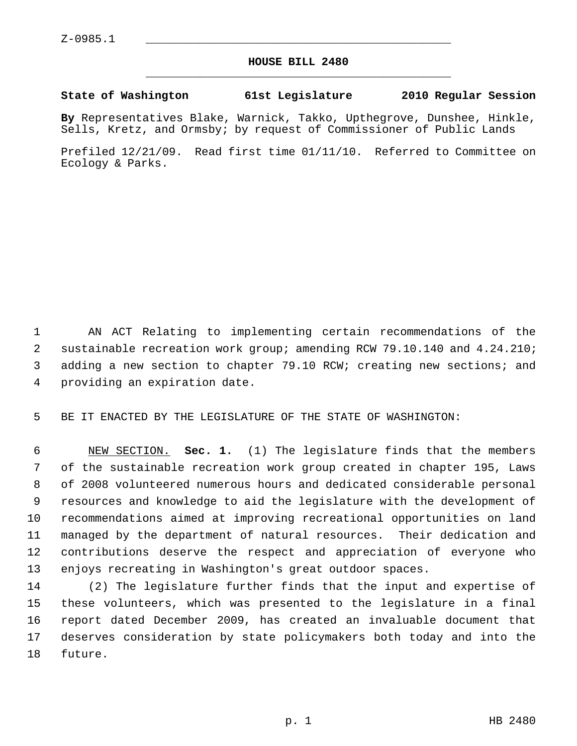Z-0985.1

# HOUSE BILL 2480

**State of Washington 61st Legislature 2010 Regular Session**

**By** Representatives Blake, Warnick, Takko, Upthegrove, Dunshee, Hinkle, Sells, Kretz, and Ormsby; by request of Commissioner of Public Lands

Prefiled 12/21/09. Read first time 01/11/10. Referred to Committee on Ecology & Parks.

AN ACT Relating to implementing certain recommendations of the sustainable recreation work group; amending RCW 79.10.140 and 4.24.210; adding a new section to chapter 79.10 RCW; creating new sections; and providing an expiration date.

BE IT ENACTED BY THE LEGISLATURE OF THE STATE OF WASHINGTON:

NEW SECTION. **Sec. 1.** (1) The legislature finds that the members of the sustainable recreation work group created in chapter 195, Laws of 2008 volunteered numerous hours and dedicated considerable personal resources and knowledge to aid the legislature with the development of recommendations aimed at improving recreational opportunities on land managed by the department of natural resources. Their dedication and contributions deserve the respect and appreciation of everyone who enjoys recreating in Washington's great outdoor spaces.

(2) The legislature further finds that the input and expertise of these volunteers, which was presented to the legislature in a final report dated December 2009, has created an invaluable document that deserves consideration by state policymakers both today and into the future.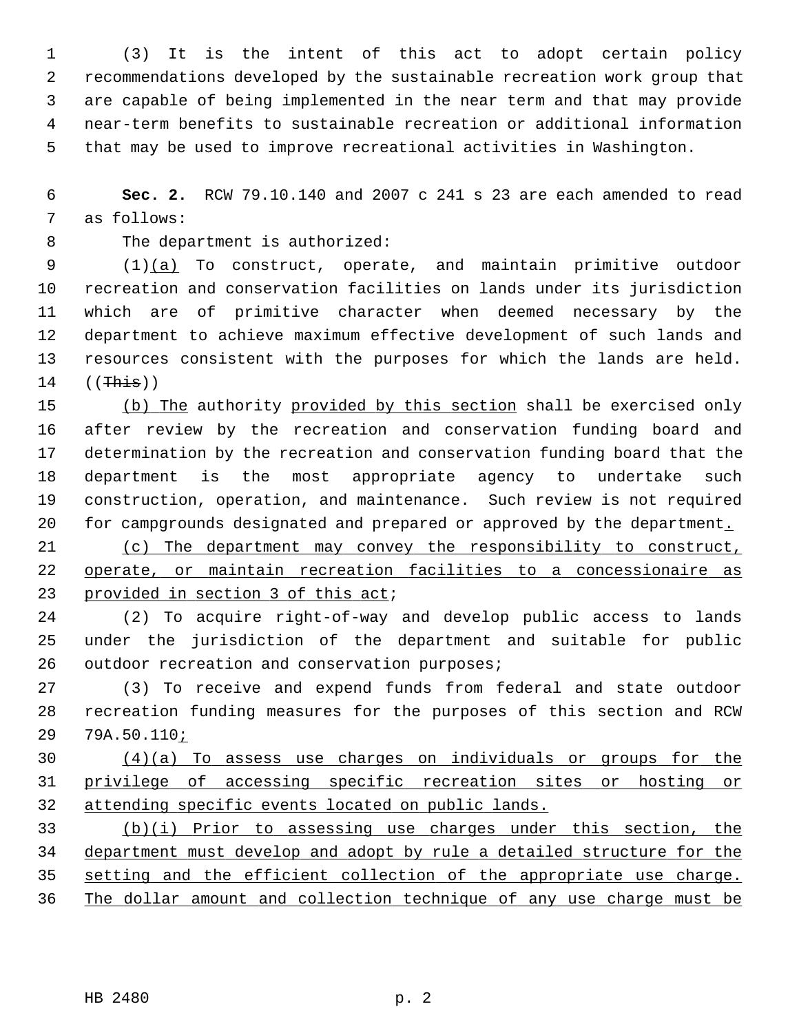(3) It is the intent of this act to adopt certain policy recommendations developed by the sustainable recreation work group that are capable of being implemented in the near term and that may provide near-term benefits to sustainable recreation or additional information that may be used to improve recreational activities in Washington.

**Sec. 2.** RCW 79.10.140 and 2007 c 241 s 23 are each amended to read as follows:

The department is authorized:

(1)(a) To construct, operate, and maintain primitive outdoor recreation and conservation facilities on lands under its jurisdiction which are of primitive character when deemed necessary by the department to achieve maximum effective development of such lands and resources consistent with the purposes for which the lands are held. ((~~This~~))

(b) The authority provided by this section shall be exercised only after review by the recreation and conservation funding board and determination by the recreation and conservation funding board that the department is the most appropriate agency to undertake such construction, operation, and maintenance. Such review is not required for campgrounds designated and prepared or approved by the department.

(c) The department may convey the responsibility to construct, operate, or maintain recreation facilities to a concessionaire as provided in section 3 of this act;

(2) To acquire right-of-way and develop public access to lands under the jurisdiction of the department and suitable for public outdoor recreation and conservation purposes;

(3) To receive and expend funds from federal and state outdoor recreation funding measures for the purposes of this section and RCW 79A.50.110;

(4)(a) To assess use charges on individuals or groups for the privilege of accessing specific recreation sites or hosting or attending specific events located on public lands.

(b)(i) Prior to assessing use charges under this section, the department must develop and adopt by rule a detailed structure for the setting and the efficient collection of the appropriate use charge. The dollar amount and collection technique of any use charge must be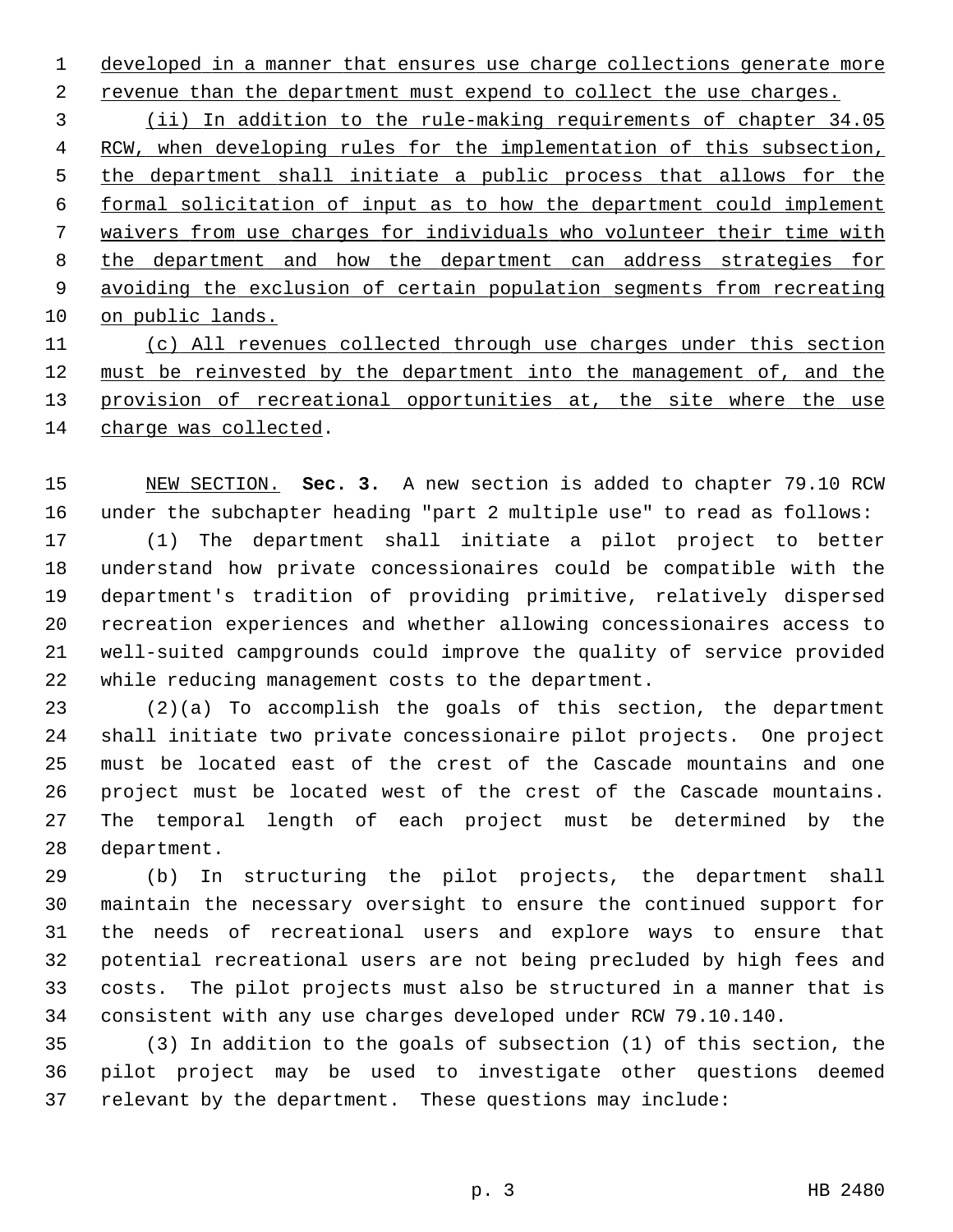developed in a manner that ensures use charge collections generate more revenue than the department must expend to collect the use charges.

(ii) In addition to the rule-making requirements of chapter 34.05 RCW, when developing rules for the implementation of this subsection, the department shall initiate a public process that allows for the formal solicitation of input as to how the department could implement waivers from use charges for individuals who volunteer their time with the department and how the department can address strategies for avoiding the exclusion of certain population segments from recreating on public lands.

(c) All revenues collected through use charges under this section must be reinvested by the department into the management of, and the provision of recreational opportunities at, the site where the use charge was collected.

NEW SECTION. **Sec. 3.** A new section is added to chapter 79.10 RCW under the subchapter heading "part 2 multiple use" to read as follows:

(1) The department shall initiate a pilot project to better understand how private concessionaires could be compatible with the department's tradition of providing primitive, relatively dispersed recreation experiences and whether allowing concessionaires access to well-suited campgrounds could improve the quality of service provided while reducing management costs to the department.

(2)(a) To accomplish the goals of this section, the department shall initiate two private concessionaire pilot projects. One project must be located east of the crest of the Cascade mountains and one project must be located west of the crest of the Cascade mountains. The temporal length of each project must be determined by the department.

(b) In structuring the pilot projects, the department shall maintain the necessary oversight to ensure the continued support for the needs of recreational users and explore ways to ensure that potential recreational users are not being precluded by high fees and costs. The pilot projects must also be structured in a manner that is consistent with any use charges developed under RCW 79.10.140.

(3) In addition to the goals of subsection (1) of this section, the pilot project may be used to investigate other questions deemed relevant by the department. These questions may include: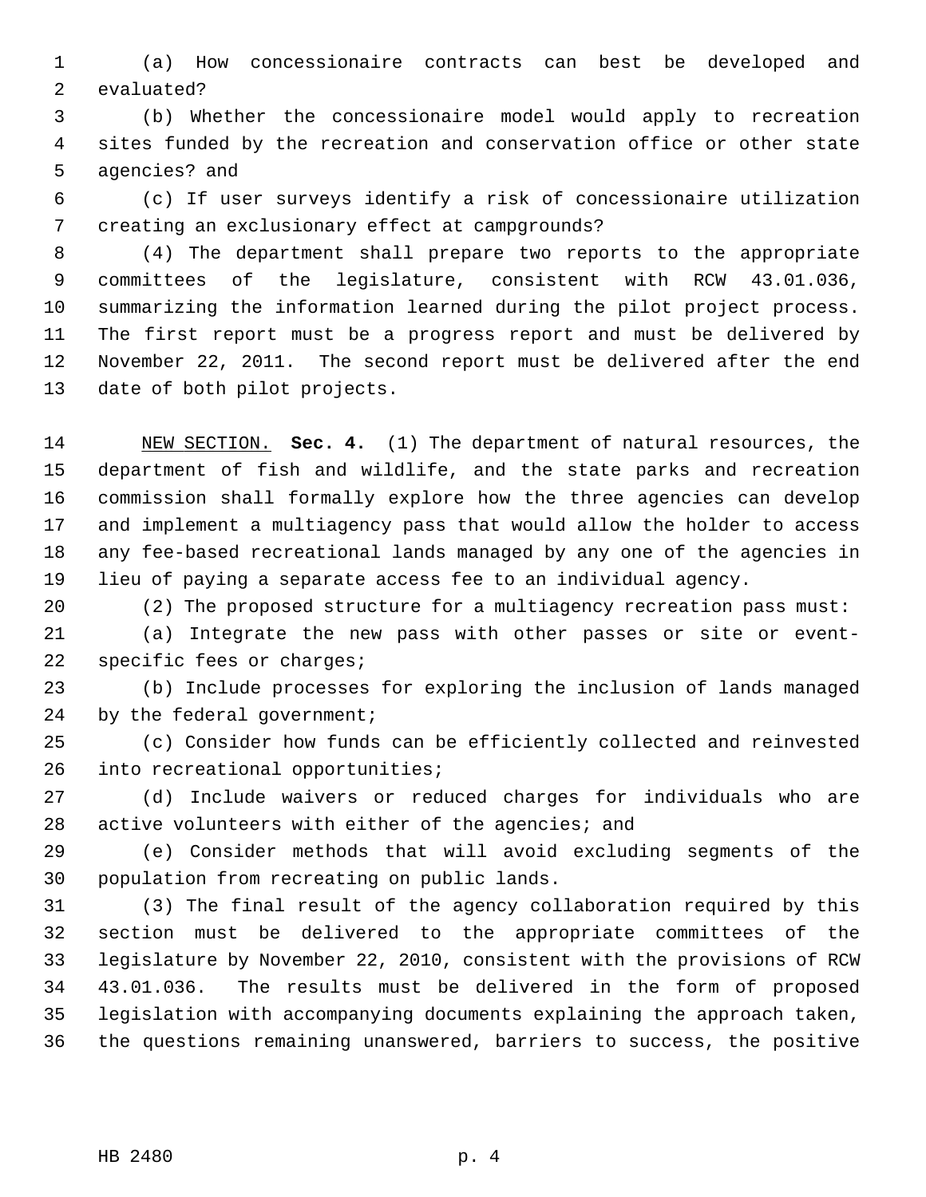(a) How concessionaire contracts can best be developed and evaluated?

(b) Whether the concessionaire model would apply to recreation sites funded by the recreation and conservation office or other state agencies? and

(c) If user surveys identify a risk of concessionaire utilization creating an exclusionary effect at campgrounds?

(4) The department shall prepare two reports to the appropriate committees of the legislature, consistent with RCW 43.01.036, summarizing the information learned during the pilot project process. The first report must be a progress report and must be delivered by November 22, 2011. The second report must be delivered after the end date of both pilot projects.

NEW SECTION. **Sec. 4.** (1) The department of natural resources, the department of fish and wildlife, and the state parks and recreation commission shall formally explore how the three agencies can develop and implement a multiagency pass that would allow the holder to access any fee-based recreational lands managed by any one of the agencies in lieu of paying a separate access fee to an individual agency.

(2) The proposed structure for a multiagency recreation pass must:

(a) Integrate the new pass with other passes or site or event-specific fees or charges;

(b) Include processes for exploring the inclusion of lands managed by the federal government;

(c) Consider how funds can be efficiently collected and reinvested into recreational opportunities;

(d) Include waivers or reduced charges for individuals who are active volunteers with either of the agencies; and

(e) Consider methods that will avoid excluding segments of the population from recreating on public lands.

(3) The final result of the agency collaboration required by this section must be delivered to the appropriate committees of the legislature by November 22, 2010, consistent with the provisions of RCW 43.01.036. The results must be delivered in the form of proposed legislation with accompanying documents explaining the approach taken, the questions remaining unanswered, barriers to success, the positive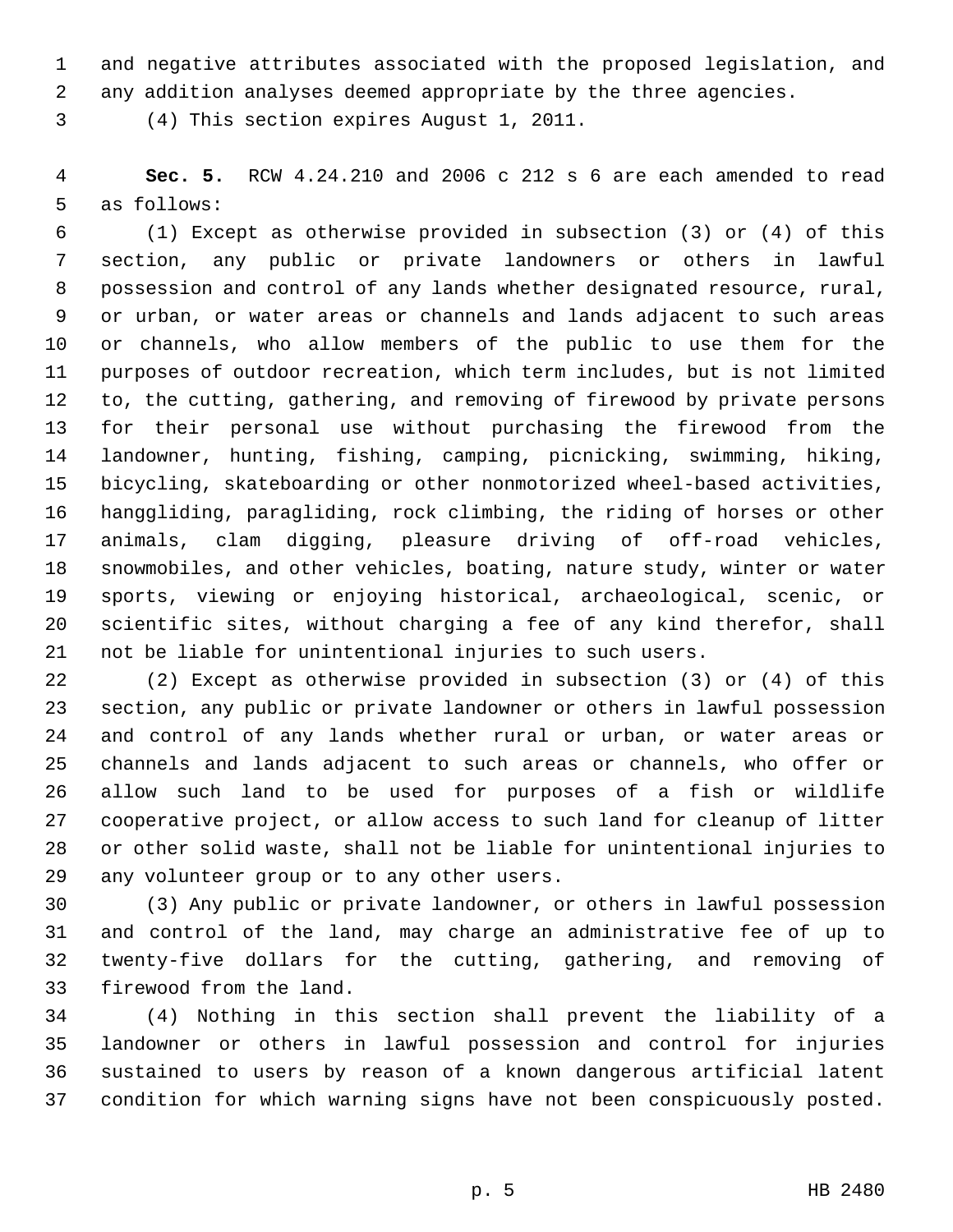and negative attributes associated with the proposed legislation, and any addition analyses deemed appropriate by the three agencies.

(4) This section expires August 1, 2011.

**Sec. 5.** RCW 4.24.210 and 2006 c 212 s 6 are each amended to read as follows:

(1) Except as otherwise provided in subsection (3) or (4) of this section, any public or private landowners or others in lawful possession and control of any lands whether designated resource, rural, or urban, or water areas or channels and lands adjacent to such areas or channels, who allow members of the public to use them for the purposes of outdoor recreation, which term includes, but is not limited to, the cutting, gathering, and removing of firewood by private persons for their personal use without purchasing the firewood from the landowner, hunting, fishing, camping, picnicking, swimming, hiking, bicycling, skateboarding or other nonmotorized wheel-based activities, hanggliding, paragliding, rock climbing, the riding of horses or other animals, clam digging, pleasure driving of off-road vehicles, snowmobiles, and other vehicles, boating, nature study, winter or water sports, viewing or enjoying historical, archaeological, scenic, or scientific sites, without charging a fee of any kind therefor, shall not be liable for unintentional injuries to such users.

(2) Except as otherwise provided in subsection (3) or (4) of this section, any public or private landowner or others in lawful possession and control of any lands whether rural or urban, or water areas or channels and lands adjacent to such areas or channels, who offer or allow such land to be used for purposes of a fish or wildlife cooperative project, or allow access to such land for cleanup of litter or other solid waste, shall not be liable for unintentional injuries to any volunteer group or to any other users.

(3) Any public or private landowner, or others in lawful possession and control of the land, may charge an administrative fee of up to twenty-five dollars for the cutting, gathering, and removing of firewood from the land.

(4) Nothing in this section shall prevent the liability of a landowner or others in lawful possession and control for injuries sustained to users by reason of a known dangerous artificial latent condition for which warning signs have not been conspicuously posted.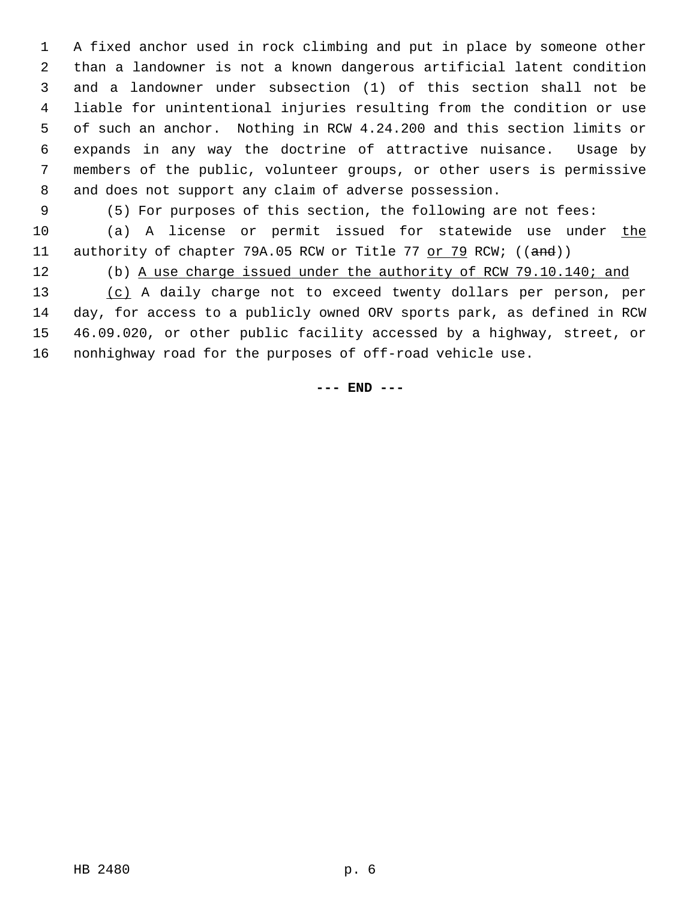A fixed anchor used in rock climbing and put in place by someone other than a landowner is not a known dangerous artificial latent condition and a landowner under subsection (1) of this section shall not be liable for unintentional injuries resulting from the condition or use of such an anchor. Nothing in RCW 4.24.200 and this section limits or expands in any way the doctrine of attractive nuisance. Usage by members of the public, volunteer groups, or other users is permissive and does not support any claim of adverse possession.

(5) For purposes of this section, the following are not fees:

(a) A license or permit issued for statewide use under the authority of chapter 79A.05 RCW or Title 77 or 79 RCW; ((~~and~~))

(b) A use charge issued under the authority of RCW 79.10.140; and

(c) A daily charge not to exceed twenty dollars per person, per day, for access to a publicly owned ORV sports park, as defined in RCW 46.09.020, or other public facility accessed by a highway, street, or nonhighway road for the purposes of off-road vehicle use.

**--- END ---**